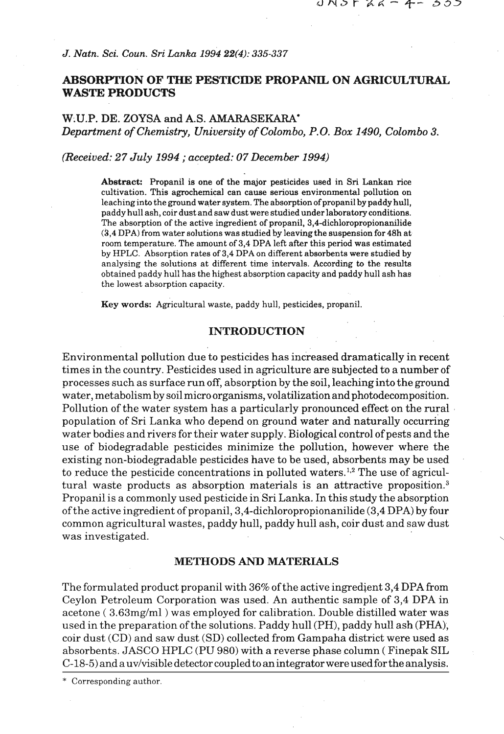# ABSORPTION OF THE PESTICIDE PROPANIL ON AGRICULTURAL WASTE PRODUCTS

**W.U.P. DE. ZOYSA and A.S. AMARASEKARA***

*Department of Chemistry, University of Colombo, P.O. Box 1490, Colombo 3.*

*(Received: 27 July 1994 ; accepted: 07 December 1994)*

**Abstract:** Propanil is one of the major pesticides used in Sri Lankan rice cultivation. This agrochemical can cause serious environmental pollution on leaching into the ground water system. The absorption of propanil by paddy hull, paddy hull ash, coir dust and saw dust were studied under laboratory conditions. The absorption of the active ingredient of propanil, 3,4-dichloropropionanilide (3,4 DPA) from water solutions was studied by leaving the suspension for 48h at room temperature. The amount of 3,4 DPA left after this period was estimated by HPLC. Absorption rates of 3,4 DPA on different absorbents were studied by analysing the solutions at different time intervals. According to the results obtained paddy hull has the highest absorption capacity and paddy hull ash has the lowest absorption capacity.

**Key words:** Agricultural waste, paddy hull, pesticides, propanil.

## INTRODUCTION

Environmental pollution due to pesticides has increased dramatically in recent times in the country. Pesticides used in agriculture are subjected to a number of processes such as surface run off, absorption by the soil, leaching into the ground water, metabolism by soil micro organisms, volatilization and photodecomposition. Pollution of the water system has a particularly pronounced effect on the rural population of Sri Lanka who depend on ground water and naturally occurring water bodies and rivers for their water supply. Biological control of pests and the use of biodegradable pesticides minimize the pollution, however where the existing non-biodegradable pesticides have to be used, absorbents may be used to reduce the pesticide concentrations in polluted waters.[1,2] The use of agricultural waste products as absorption materials is an attractive proposition.[3] Propanil is a commonly used pesticide in Sri Lanka. In this study the absorption of the active ingredient of propanil, 3,4-dichloropropionanilide (3,4 DPA) by four common agricultural wastes, paddy hull, paddy hull ash, coir dust and saw dust was investigated.

## METHODS AND MATERIALS

The formulated product propanil with 36% of the active ingredient 3,4 DPA from Ceylon Petroleum Corporation was used. An authentic sample of 3,4 DPA in acetone ( 3.63mg/ml ) was employed for calibration. Double distilled water was used in the preparation of the solutions. Paddy hull (PH), paddy hull ash (PHA), coir dust (CD) and saw dust (SD) collected from Gampaha district were used as absorbents. JASCO HPLC (PU 980) with a reverse phase column ( Finepak SIL C-18-5) and a uv/visible detector coupled to an integrator were used for the analysis.

\* Corresponding author.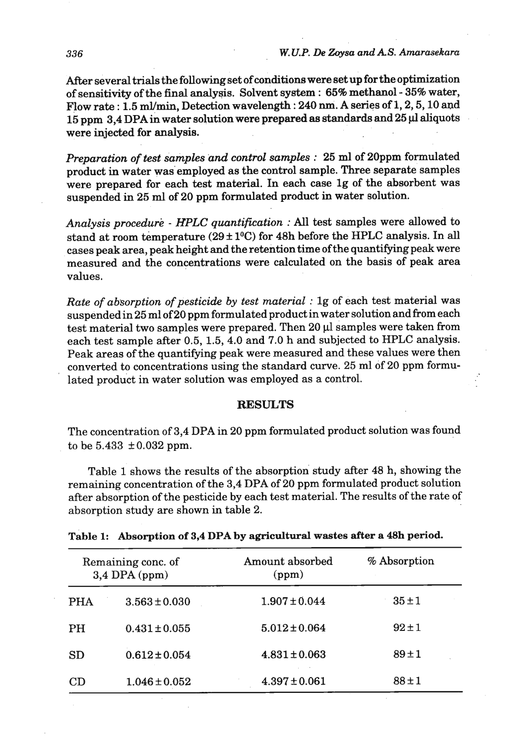After several trials the following set of conditions were set up for the optimization of sensitivity of the final analysis. Solvent system : 65% methanol - 35% water, Flow rate : 1.5 ml/min, Detection wavelength : 240 nm. A series of 1, 2, 5, 10 and 15 ppm 3,4 DPA in water solution were prepared as standards and 25 µl aliquots were injected for analysis.

*Preparation of test samples and control samples :* 25 ml of 20ppm formulated product in water was employed as the control sample. Three separate samples were prepared for each test material. In each case 1g of the absorbent was suspended in 25 ml of 20 ppm formulated product in water solution.

*Analysis procedure - HPLC quantification :* All test samples were allowed to stand at room temperature (29 ± 1°C) for 48h before the HPLC analysis. In all cases peak area, peak height and the retention time of the quantifying peak were measured and the concentrations were calculated on the basis of peak area values.

*Rate of absorption of pesticide by test material :* 1g of each test material was suspended in 25 ml of 20 ppm formulated product in water solution and from each test material two samples were prepared. Then 20 µl samples were taken from each test sample after 0.5, 1.5, 4.0 and 7.0 h and subjected to HPLC analysis. Peak areas of the quantifying peak were measured and these values were then converted to concentrations using the standard curve. 25 ml of 20 ppm formulated product in water solution was employed as a control.

## RESULTS

The concentration of 3,4 DPA in 20 ppm formulated product solution was found to be 5.433 ± 0.032 ppm.

Table 1 shows the results of the absorption study after 48 h, showing the remaining concentration of the 3,4 DPA of 20 ppm formulated product solution after absorption of the pesticide by each test material. The results of the rate of absorption study are shown in table 2.

**Table 1: Absorption of 3,4 DPA by agricultural wastes after a 48h period.**

| Remaining conc. of 3,4 DPA (ppm) | | Amount absorbed (ppm) | % Absorption |
|---|---|---|---|
| PHA | 3.563 ± 0.030 | 1.907 ± 0.044 | 35 ± 1 |
| PH | 0.431 ± 0.055 | 5.012 ± 0.064 | 92 ± 1 |
| SD | 0.612 ± 0.054 | 4.831 ± 0.063 | 89 ± 1 |
| CD | 1.046 ± 0.052 | 4.397 ± 0.061 | 88 ± 1 |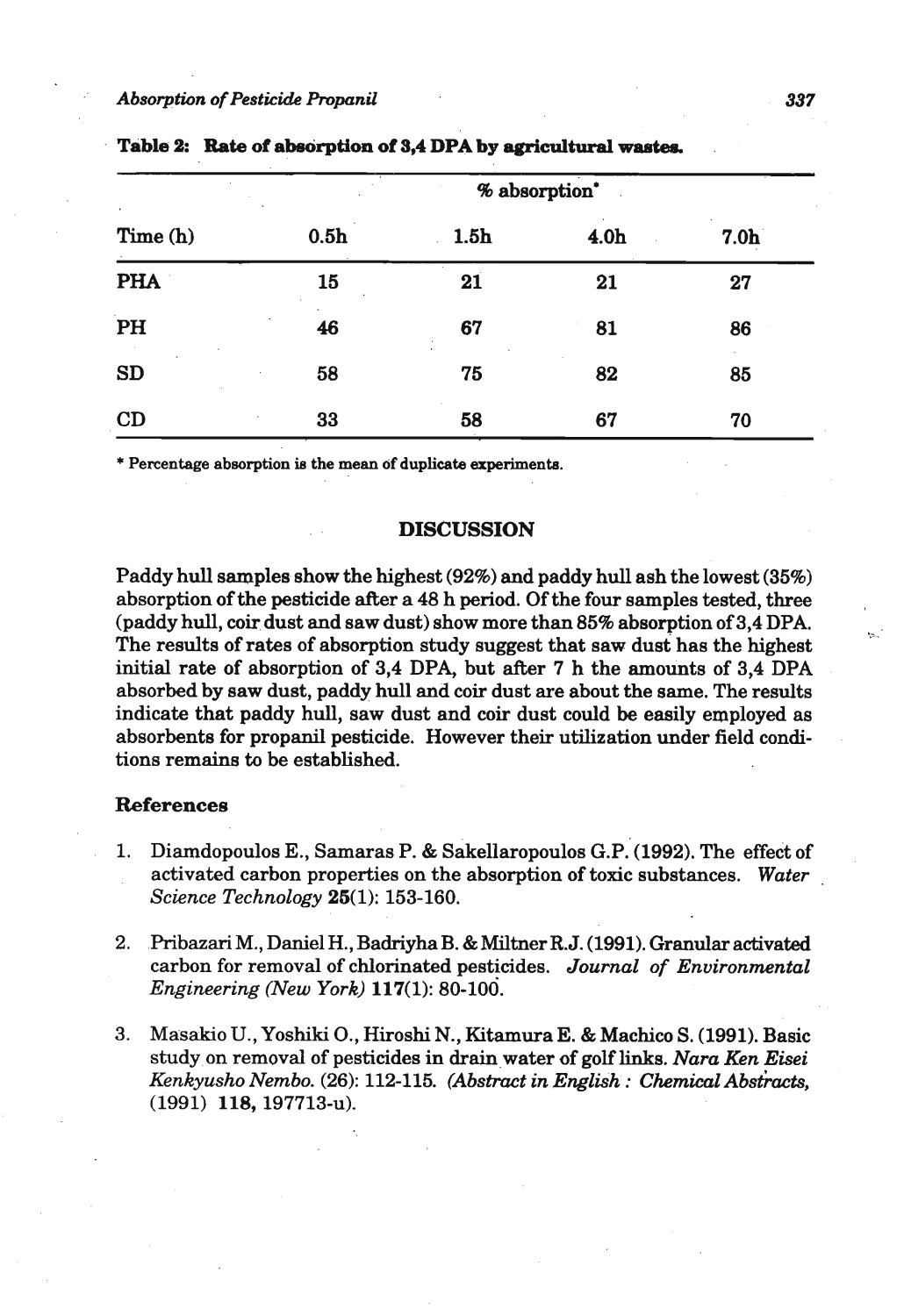**Table 2: Rate of absorption of 3,4 DPA by agricultural wastes.**

| | % absorption* | | | |
|---|---|---|---|---|
| Time (h) | 0.5h | 1.5h | 4.0h | 7.0h |
| PHA | 15 | 21 | 21 | 27 |
| PH | 46 | 67 | 81 | 86 |
| SD | 58 | 75 | 82 | 85 |
| CD | 33 | 58 | 67 | 70 |

\* Percentage absorption is the mean of duplicate experiments.

## DISCUSSION

Paddy hull samples show the highest (92%) and paddy hull ash the lowest (35%) absorption of the pesticide after a 48 h period. Of the four samples tested, three (paddy hull, coir dust and saw dust) show more than 85% absorption of 3,4 DPA. The results of rates of absorption study suggest that saw dust has the highest initial rate of absorption of 3,4 DPA, but after 7 h the amounts of 3,4 DPA absorbed by saw dust, paddy hull and coir dust are about the same. The results indicate that paddy hull, saw dust and coir dust could be easily employed as absorbents for propanil pesticide. However their utilization under field conditions remains to be established.

### References

1. Diamdopoulos E., Samaras P. & Sakellaropoulos G.P. (1992). The effect of activated carbon properties on the absorption of toxic substances. *Water Science Technology* **25**(1): 153-160.

2. Pribazari M., Daniel H., Badriyha B. & Miltner R.J. (1991). Granular activated carbon for removal of chlorinated pesticides. *Journal of Environmental Engineering (New York)* **117**(1): 80-100.

3. Masakio U., Yoshiki O., Hiroshi N., Kitamura E. & Machico S. (1991). Basic study on removal of pesticides in drain water of golf links. *Nara Ken Eisei Kenkyusho Nembo.* (26): 112-115. *(Abstract in English : Chemical Abstracts,* (1991) **118,** 197713-u).